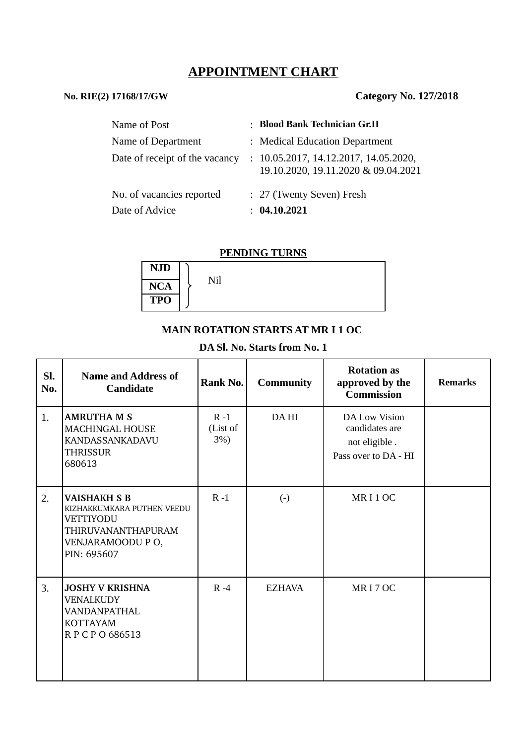# APPOINTMENT CHART

**No. RIE(2) 17168/17/GW** **Category No. 127/2018**

| | |
|---|---|
| Name of Post | : **Blood Bank Technician Gr.II** |
| Name of Department | : Medical Education Department |
| Date of receipt of the vacancy | : 10.05.2017, 14.12.2017, 14.05.2020, 19.10.2020, 19.11.2020 & 09.04.2021 |
| No. of vacancies reported | : 27 (Twenty Seven) Fresh |
| Date of Advice | : **04.10.2021** |

## PENDING TURNS

| | |
|---|---|
| **NJD** | Nil |
| **NCA** | |
| **TPO** | |

**MAIN ROTATION STARTS AT MR I 1 OC**

**DA Sl. No. Starts from No. 1**

| Sl. No. | Name and Address of Candidate | Rank No. | Community | Rotation as approved by the Commission | Remarks |
|---|---|---|---|---|---|
| 1. | **AMRUTHA M S**<br>MACHINGAL HOUSE<br>KANDASSANKADAVU<br>THRISSUR<br>680613 | R -1 (List of 3%) | DA HI | DA Low Vision candidates are not eligible . Pass over to DA - HI | |
| 2. | **VAISHAKH S B**<br>KIZHAKKUMKARA PUTHEN VEEDU<br>VETTIYODU<br>THIRUVANANTHAPURAM<br>VENJARAMOODU P O,<br>PIN: 695607 | R -1 | (-) | MR I 1 OC | |
| 3. | **JOSHY V KRISHNA**<br>VENALKUDY<br>VANDANPATHAL<br>KOTTAYAM<br>R P C P O 686513 | R -4 | EZHAVA | MR I 7 OC | |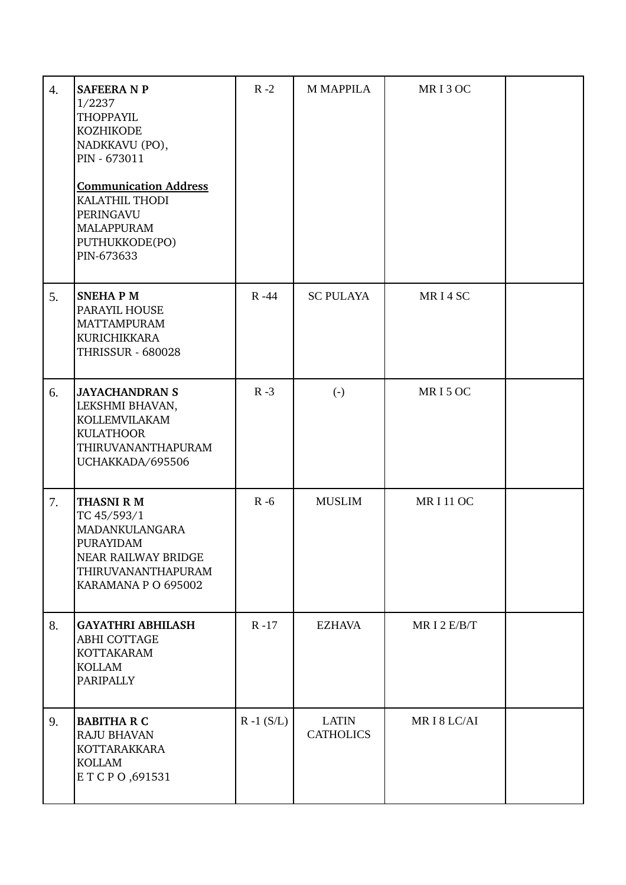| | | | | | |
|---|---|---|---|---|---|
| 4. | **SAFEERA N P**<br>1/2237<br>THOPPAYIL<br>KOZHIKODE<br>NADKKAVU (PO),<br>PIN - 673011<br><br>**Communication Address**<br>KALATHIL THODI<br>PERINGAVU<br>MALAPPURAM<br>PUTHUKKODE(PO)<br>PIN-673633 | R -2 | M MAPPILA | MR I 3 OC | |
| 5. | **SNEHA P M**<br>PARAYIL HOUSE<br>MATTAMPURAM<br>KURICHIKKARA<br>THRISSUR - 680028 | R -44 | SC PULAYA | MR I 4 SC | |
| 6. | **JAYACHANDRAN S**<br>LEKSHMI BHAVAN,<br>KOLLEMVILAKAM<br>KULATHOOR<br>THIRUVANANTHAPURAM<br>UCHAKKADA/695506 | R -3 | (-) | MR I 5 OC | |
| 7. | **THASNI R M**<br>TC 45/593/1<br>MADANKULANGARA<br>PURAYIDAM<br>NEAR RAILWAY BRIDGE<br>THIRUVANANTHAPURAM<br>KARAMANA P O 695002 | R -6 | MUSLIM | MR I 11 OC | |
| 8. | **GAYATHRI ABHILASH**<br>ABHI COTTAGE<br>KOTTAKARAM<br>KOLLAM<br>PARIPALLY | R -17 | EZHAVA | MR I 2 E/B/T | |
| 9. | **BABITHA R C**<br>RAJU BHAVAN<br>KOTTARAKKARA<br>KOLLAM<br>E T C P O ,691531 | R -1 (S/L) | LATIN CATHOLICS | MR I 8 LC/AI | |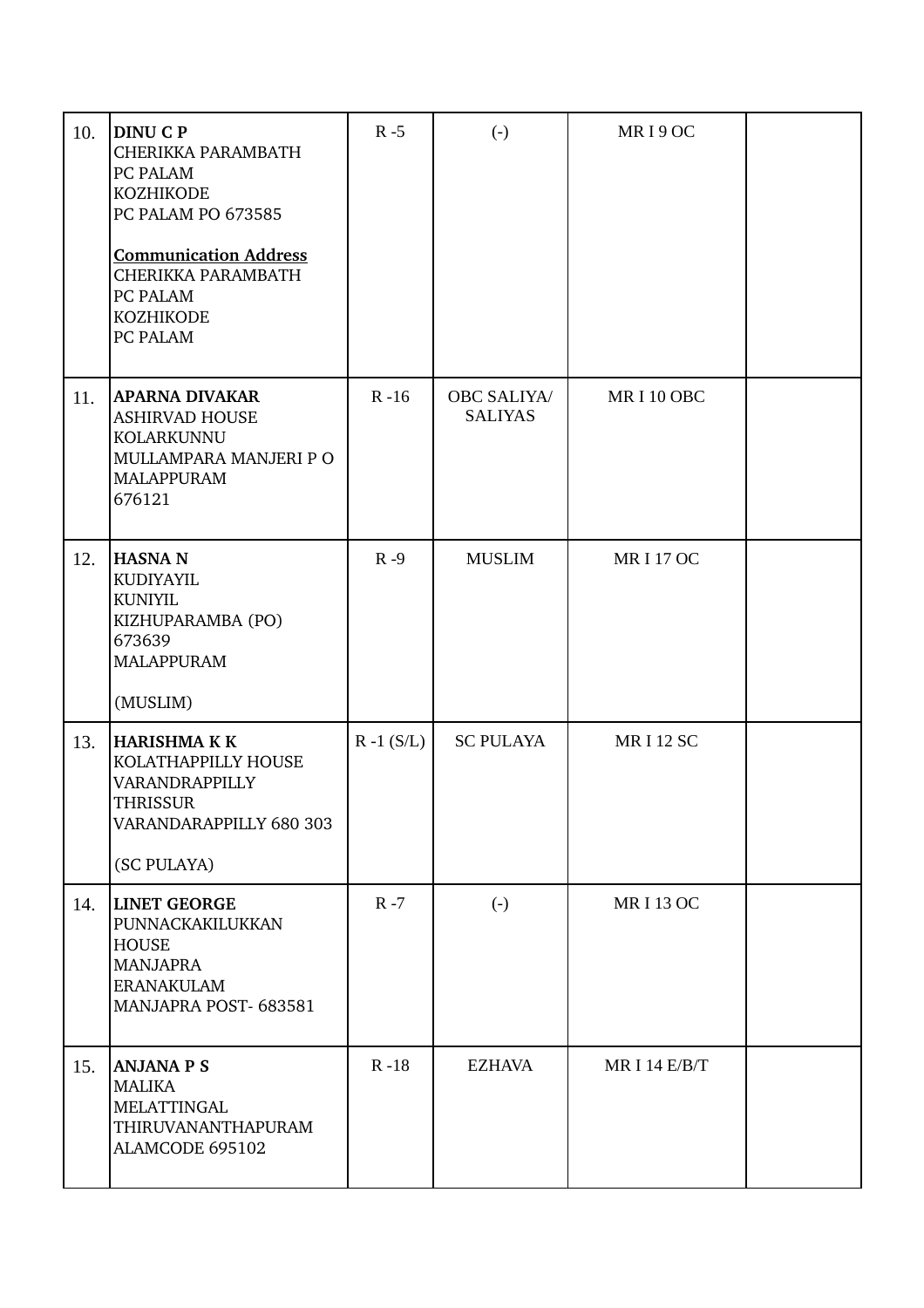| | | | | | |
|---|---|---|---|---|---|
| 10. | **DINU C P**<br>CHERIKKA PARAMBATH<br>PC PALAM<br>KOZHIKODE<br>PC PALAM PO 673585<br><br>**Communication Address**<br>CHERIKKA PARAMBATH<br>PC PALAM<br>KOZHIKODE<br>PC PALAM | R -5 | (-) | MR I 9 OC | |
| 11. | **APARNA DIVAKAR**<br>ASHIRVAD HOUSE<br>KOLARKUNNU<br>MULLAMPARA MANJERI P O<br>MALAPPURAM<br>676121 | R -16 | OBC SALIYA/ SALIYAS | MR I 10 OBC | |
| 12. | **HASNA N**<br>KUDIYAYIL<br>KUNIYIL<br>KIZHUPARAMBA (PO)<br>673639<br>MALAPPURAM<br><br>(MUSLIM) | R -9 | MUSLIM | MR I 17 OC | |
| 13. | **HARISHMA K K**<br>KOLATHAPPILLY HOUSE<br>VARANDRAPPILLY<br>THRISSUR<br>VARANDARAPPILLY 680 303<br><br>(SC PULAYA) | R -1 (S/L) | SC PULAYA | MR I 12 SC | |
| 14. | **LINET GEORGE**<br>PUNNACKAKILUKKAN<br>HOUSE<br>MANJAPRA<br>ERANAKULAM<br>MANJAPRA POST- 683581 | R -7 | (-) | MR I 13 OC | |
| 15. | **ANJANA P S**<br>MALIKA<br>MELATTINGAL<br>THIRUVANANTHAPURAM<br>ALAMCODE 695102 | R -18 | EZHAVA | MR I 14 E/B/T | |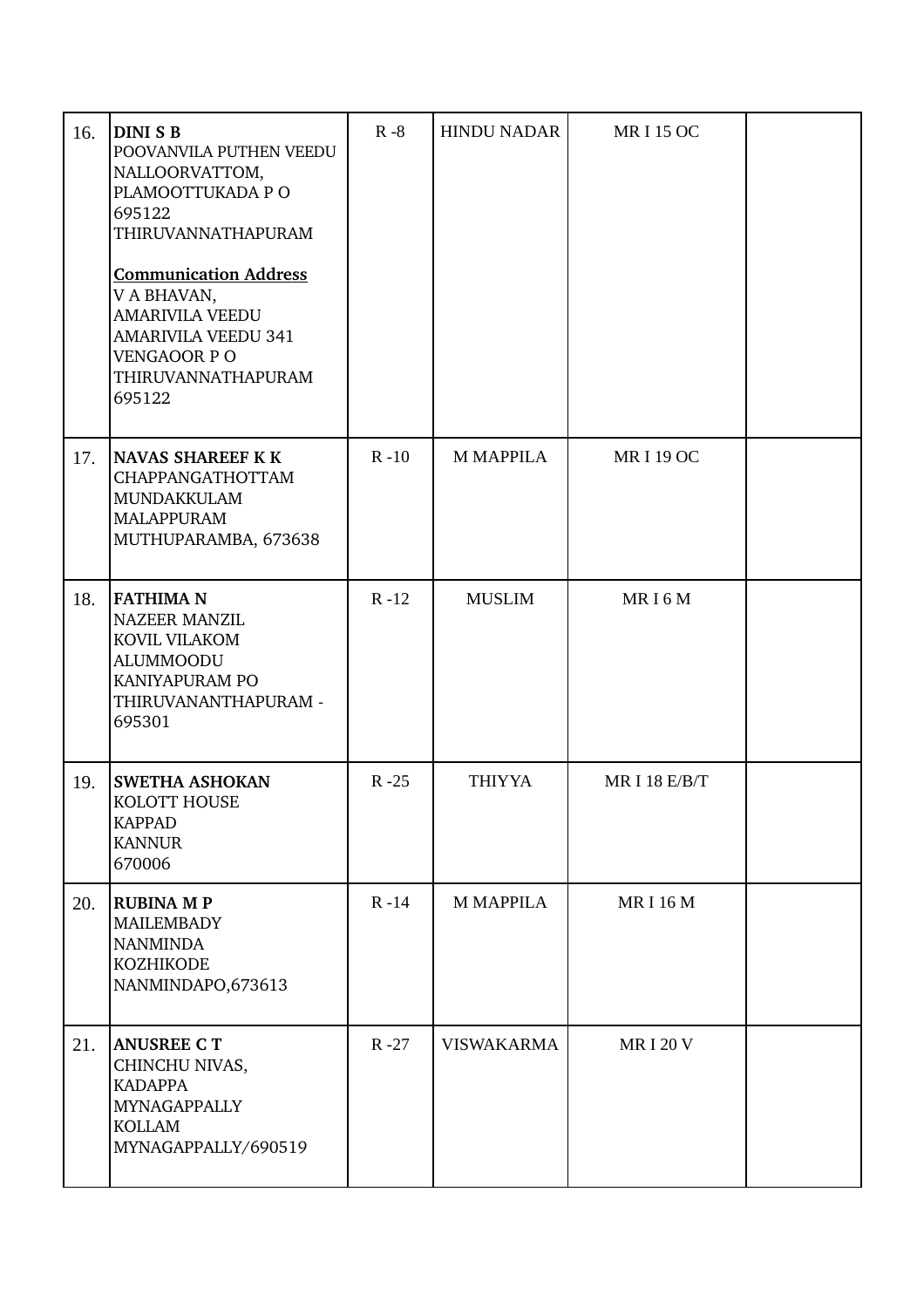| | | | | | |
|---|---|---|---|---|---|
| 16. | **DINI S B**<br>POOVANVILA PUTHEN VEEDU<br>NALLOORVATTOM,<br>PLAMOOTTUKADA P O<br>695122<br>THIRUVANNATHAPURAM<br><br>**Communication Address**<br>V A BHAVAN,<br>AMARIVILA VEEDU<br>AMARIVILA VEEDU 341<br>VENGAOOR P O<br>THIRUVANNATHAPURAM<br>695122 | R -8 | HINDU NADAR | MR I 15 OC | |
| 17. | **NAVAS SHAREEF K K**<br>CHAPPANGATHOTTAM<br>MUNDAKKULAM<br>MALAPPURAM<br>MUTHUPARAMBA, 673638 | R -10 | M MAPPILA | MR I 19 OC | |
| 18. | **FATHIMA N**<br>NAZEER MANZIL<br>KOVIL VILAKOM<br>ALUMMOODU<br>KANIYAPURAM PO<br>THIRUVANANTHAPURAM -<br>695301 | R -12 | MUSLIM | MR I 6 M | |
| 19. | **SWETHA ASHOKAN**<br>KOLOTT HOUSE<br>KAPPAD<br>KANNUR<br>670006 | R -25 | THIYYA | MR I 18 E/B/T | |
| 20. | **RUBINA M P**<br>MAILEMBADY<br>NANMINDA<br>KOZHIKODE<br>NANMINDAPO,673613 | R -14 | M MAPPILA | MR I 16 M | |
| 21. | **ANUSREE C T**<br>CHINCHU NIVAS,<br>KADAPPA<br>MYNAGAPPALLY<br>KOLLAM<br>MYNAGAPPALLY/690519 | R -27 | VISWAKARMA | MR I 20 V | |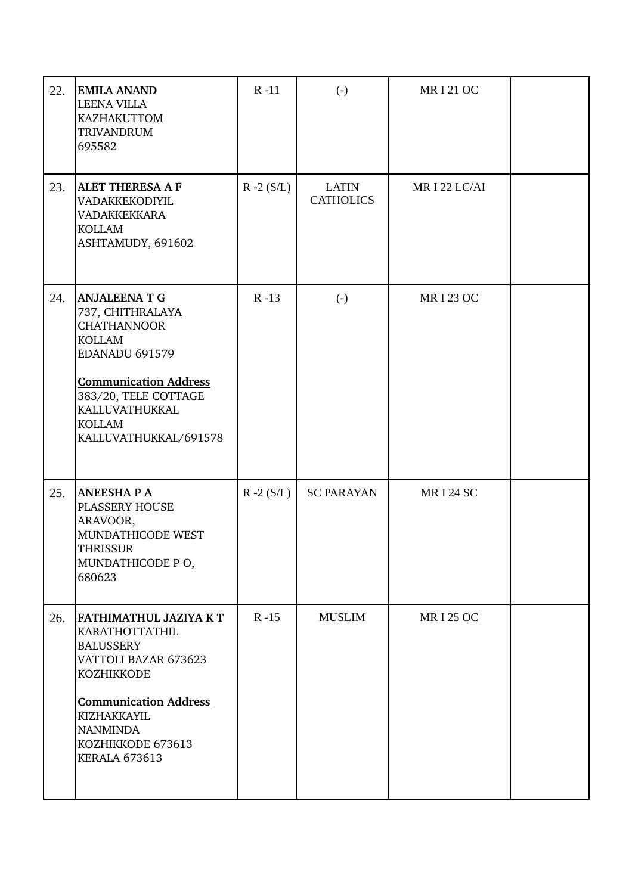| | | | | | |
|---|---|---|---|---|---|
| 22. | **EMILA ANAND**<br>LEENA VILLA<br>KAZHAKUTTOM<br>TRIVANDRUM<br>695582 | R -11 | (-) | MR I 21 OC | |
| 23. | **ALET THERESA A F**<br>VADAKKEKODIYIL<br>VADAKKEKKARA<br>KOLLAM<br>ASHTAMUDY, 691602 | R -2 (S/L) | LATIN CATHOLICS | MR I 22 LC/AI | |
| 24. | **ANJALEENA T G**<br>737, CHITHRALAYA<br>CHATHANNOOR<br>KOLLAM<br>EDANADU 691579<br><br>**<u>Communication Address</u>**<br>383/20, TELE COTTAGE<br>KALLUVATHUKKAL<br>KOLLAM<br>KALLUVATHUKKAL/691578 | R -13 | (-) | MR I 23 OC | |
| 25. | **ANEESHA P A**<br>PLASSERY HOUSE<br>ARAVOOR,<br>MUNDATHICODE WEST<br>THRISSUR<br>MUNDATHICODE P O,<br>680623 | R -2 (S/L) | SC PARAYAN | MR I 24 SC | |
| 26. | **FATHIMATHUL JAZIYA K T**<br>KARATHOTTATHIL<br>BALUSSERY<br>VATTOLI BAZAR 673623<br>KOZHIKKODE<br><br>**<u>Communication Address</u>**<br>KIZHAKKAYIL<br>NANMINDA<br>KOZHIKKODE 673613<br>KERALA 673613 | R -15 | MUSLIM | MR I 25 OC | |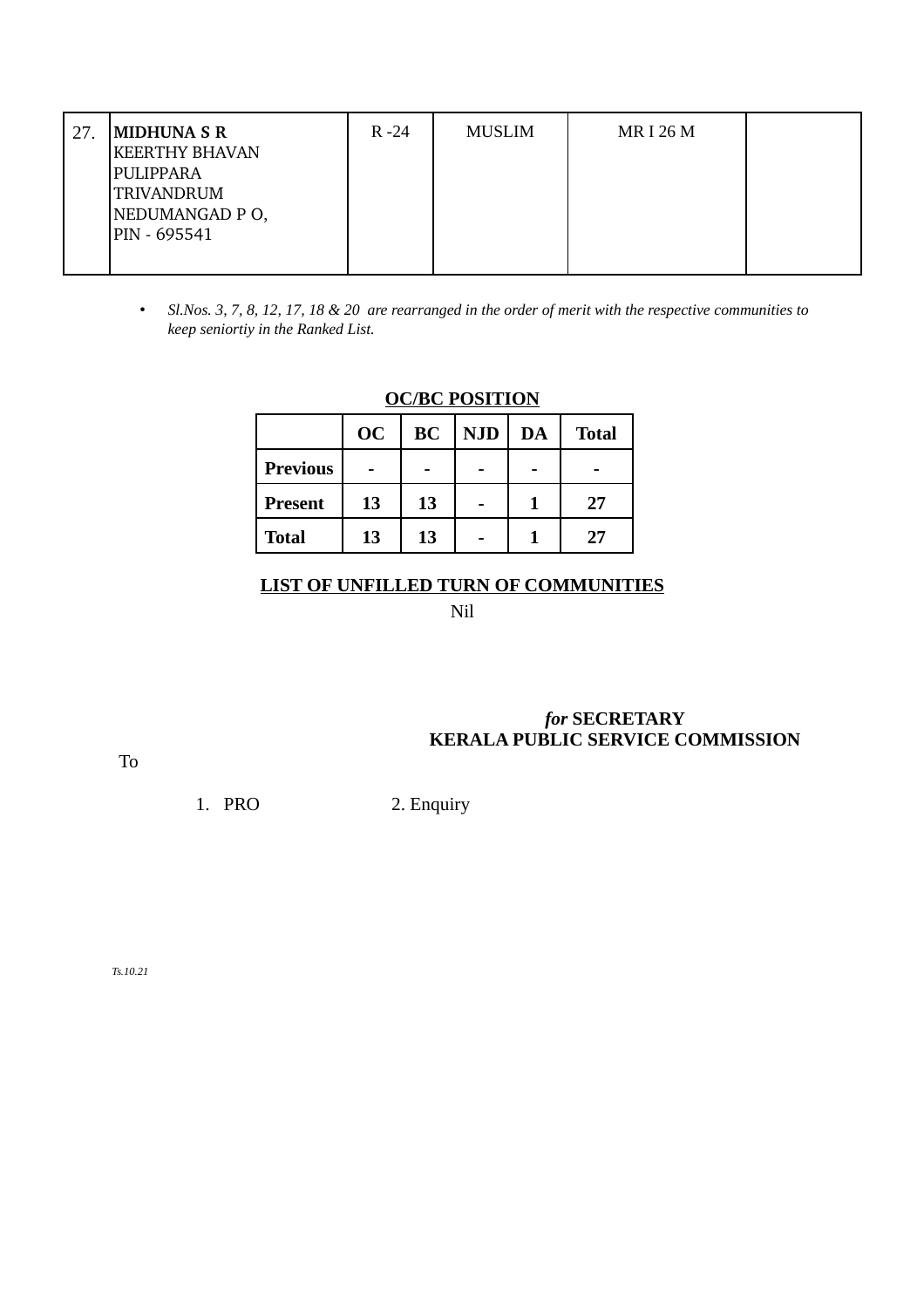| | | | | | |
|---|---|---|---|---|---|
| 27. | **MIDHUNA S R**<br>KEERTHY BHAVAN<br>PULIPPARA<br>TRIVANDRUM<br>NEDUMANGAD P O,<br>PIN - 695541 | R -24 | MUSLIM | MR I 26 M | |

- *Sl.Nos. 3, 7, 8, 12, 17, 18 & 20 are rearranged in the order of merit with the respective communities to keep seniortiy in the Ranked List.*

**OC/BC POSITION**

| | OC | BC | NJD | DA | Total |
|---|---|---|---|---|---|
| **Previous** | - | - | - | - | - |
| **Present** | 13 | 13 | - | 1 | 27 |
| **Total** | 13 | 13 | - | 1 | 27 |

**LIST OF UNFILLED TURN OF COMMUNITIES**

Nil

***for*** **SECRETARY**
**KERALA PUBLIC SERVICE COMMISSION**

To

1. PRO 2. Enquiry

*Ts.10.21*